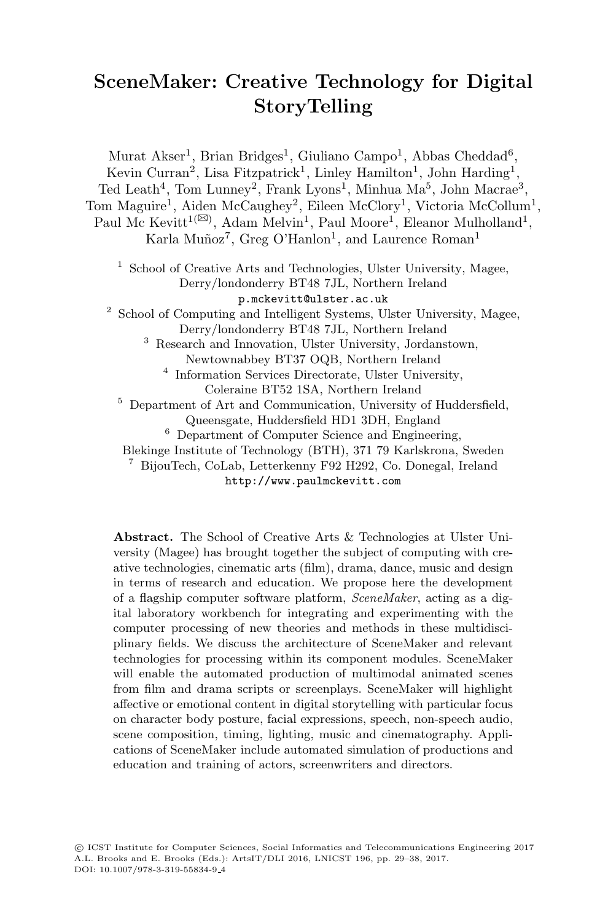# SceneMaker: Creative Technology for Digital StoryTelling

Murat Akser[1], Brian Bridges[1], Giuliano Campo[1], Abbas Cheddad[6], Kevin Curran[2], Lisa Fitzpatrick[1], Linley Hamilton[1], John Harding[1], Ted Leath[4], Tom Lunney[2], Frank Lyons[1], Minhua Ma[5], John Macrae[3], Tom Maguire[1], Aiden McCaughey[2], Eileen McClory[1], Victoria McCollum[1], Paul Mc Kevitt[1](✉), Adam Melvin[1], Paul Moore[1], Eleanor Mulholland[1], Karla Muñoz[7], Greg O'Hanlon[1], and Laurence Roman[1]

[1] School of Creative Arts and Technologies, Ulster University, Magee, Derry/londonderry BT48 7JL, Northern Ireland
p.mckevitt@ulster.ac.uk

[2] School of Computing and Intelligent Systems, Ulster University, Magee, Derry/londonderry BT48 7JL, Northern Ireland

[3] Research and Innovation, Ulster University, Jordanstown, Newtownabbey BT37 OQB, Northern Ireland

[4] Information Services Directorate, Ulster University, Coleraine BT52 1SA, Northern Ireland

[5] Department of Art and Communication, University of Huddersfield, Queensgate, Huddersfield HD1 3DH, England

[6] Department of Computer Science and Engineering, Blekinge Institute of Technology (BTH), 371 79 Karlskrona, Sweden

[7] BijouTech, CoLab, Letterkenny F92 H292, Co. Donegal, Ireland

http://www.paulmckevitt.com

**Abstract.** The School of Creative Arts & Technologies at Ulster University (Magee) has brought together the subject of computing with creative technologies, cinematic arts (film), drama, dance, music and design in terms of research and education. We propose here the development of a flagship computer software platform, *SceneMaker*, acting as a digital laboratory workbench for integrating and experimenting with the computer processing of new theories and methods in these multidisciplinary fields. We discuss the architecture of SceneMaker and relevant technologies for processing within its component modules. SceneMaker will enable the automated production of multimodal animated scenes from film and drama scripts or screenplays. SceneMaker will highlight affective or emotional content in digital storytelling with particular focus on character body posture, facial expressions, speech, non-speech audio, scene composition, timing, lighting, music and cinematography. Applications of SceneMaker include automated simulation of productions and education and training of actors, screenwriters and directors.

© ICST Institute for Computer Sciences, Social Informatics and Telecommunications Engineering 2017
A.L. Brooks and E. Brooks (Eds.): ArtsIT/DLI 2016, LNICST 196, pp. 29–38, 2017.
DOI: 10.1007/978-3-319-55834-9_4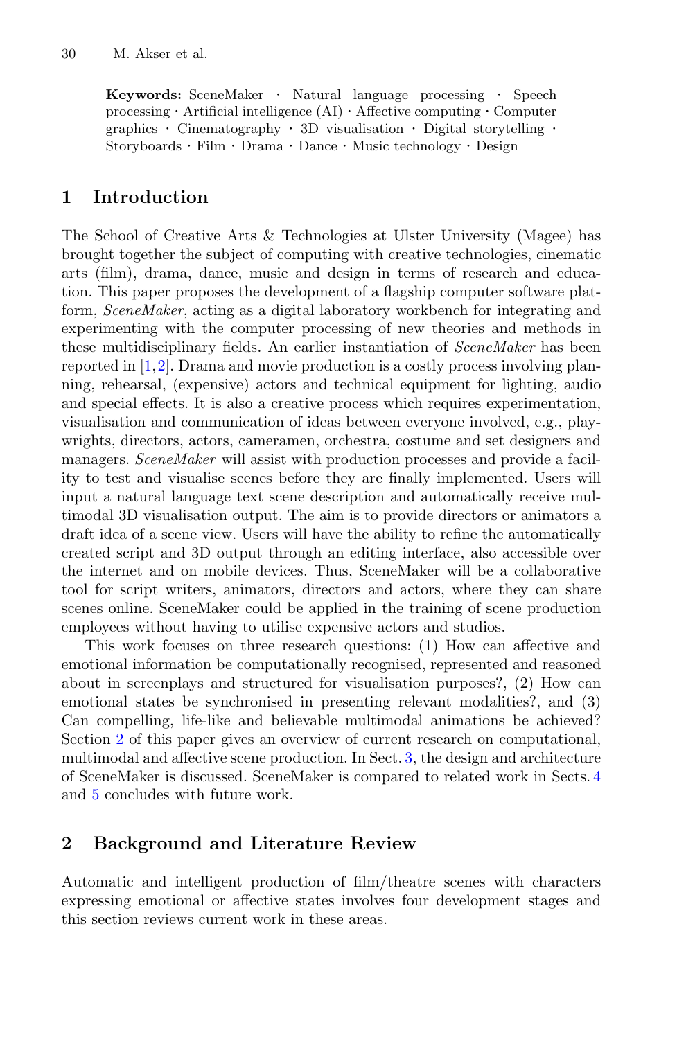**Keywords:** SceneMaker · Natural language processing · Speech processing · Artificial intelligence (AI) · Affective computing · Computer graphics · Cinematography · 3D visualisation · Digital storytelling · Storyboards · Film · Drama · Dance · Music technology · Design

## 1 Introduction

The School of Creative Arts & Technologies at Ulster University (Magee) has brought together the subject of computing with creative technologies, cinematic arts (film), drama, dance, music and design in terms of research and education. This paper proposes the development of a flagship computer software platform, *SceneMaker*, acting as a digital laboratory workbench for integrating and experimenting with the computer processing of new theories and methods in these multidisciplinary fields. An earlier instantiation of *SceneMaker* has been reported in [1,2]. Drama and movie production is a costly process involving planning, rehearsal, (expensive) actors and technical equipment for lighting, audio and special effects. It is also a creative process which requires experimentation, visualisation and communication of ideas between everyone involved, e.g., playwrights, directors, actors, cameramen, orchestra, costume and set designers and managers. *SceneMaker* will assist with production processes and provide a facility to test and visualise scenes before they are finally implemented. Users will input a natural language text scene description and automatically receive multimodal 3D visualisation output. The aim is to provide directors or animators a draft idea of a scene view. Users will have the ability to refine the automatically created script and 3D output through an editing interface, also accessible over the internet and on mobile devices. Thus, SceneMaker will be a collaborative tool for script writers, animators, directors and actors, where they can share scenes online. SceneMaker could be applied in the training of scene production employees without having to utilise expensive actors and studios.

This work focuses on three research questions: (1) How can affective and emotional information be computationally recognised, represented and reasoned about in screenplays and structured for visualisation purposes?, (2) How can emotional states be synchronised in presenting relevant modalities?, and (3) Can compelling, life-like and believable multimodal animations be achieved? Section 2 of this paper gives an overview of current research on computational, multimodal and affective scene production. In Sect. 3, the design and architecture of SceneMaker is discussed. SceneMaker is compared to related work in Sects. 4 and 5 concludes with future work.

## 2 Background and Literature Review

Automatic and intelligent production of film/theatre scenes with characters expressing emotional or affective states involves four development stages and this section reviews current work in these areas.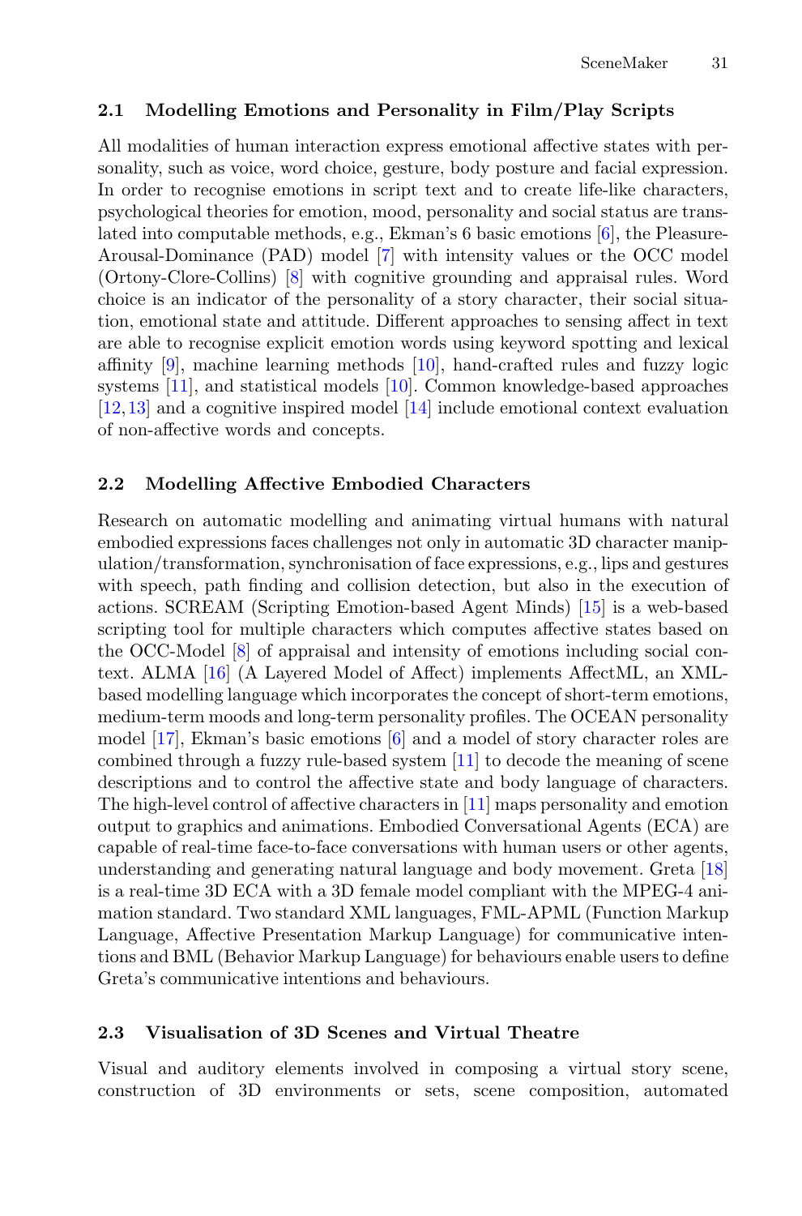### 2.1 Modelling Emotions and Personality in Film/Play Scripts

All modalities of human interaction express emotional affective states with personality, such as voice, word choice, gesture, body posture and facial expression. In order to recognise emotions in script text and to create life-like characters, psychological theories for emotion, mood, personality and social status are translated into computable methods, e.g., Ekman's 6 basic emotions [6], the Pleasure-Arousal-Dominance (PAD) model [7] with intensity values or the OCC model (Ortony-Clore-Collins) [8] with cognitive grounding and appraisal rules. Word choice is an indicator of the personality of a story character, their social situation, emotional state and attitude. Different approaches to sensing affect in text are able to recognise explicit emotion words using keyword spotting and lexical affinity [9], machine learning methods [10], hand-crafted rules and fuzzy logic systems [11], and statistical models [10]. Common knowledge-based approaches [12,13] and a cognitive inspired model [14] include emotional context evaluation of non-affective words and concepts.

### 2.2 Modelling Affective Embodied Characters

Research on automatic modelling and animating virtual humans with natural embodied expressions faces challenges not only in automatic 3D character manipulation/transformation, synchronisation of face expressions, e.g., lips and gestures with speech, path finding and collision detection, but also in the execution of actions. SCREAM (Scripting Emotion-based Agent Minds) [15] is a web-based scripting tool for multiple characters which computes affective states based on the OCC-Model [8] of appraisal and intensity of emotions including social context. ALMA [16] (A Layered Model of Affect) implements AffectML, an XML-based modelling language which incorporates the concept of short-term emotions, medium-term moods and long-term personality profiles. The OCEAN personality model [17], Ekman's basic emotions [6] and a model of story character roles are combined through a fuzzy rule-based system [11] to decode the meaning of scene descriptions and to control the affective state and body language of characters. The high-level control of affective characters in [11] maps personality and emotion output to graphics and animations. Embodied Conversational Agents (ECA) are capable of real-time face-to-face conversations with human users or other agents, understanding and generating natural language and body movement. Greta [18] is a real-time 3D ECA with a 3D female model compliant with the MPEG-4 animation standard. Two standard XML languages, FML-APML (Function Markup Language, Affective Presentation Markup Language) for communicative intentions and BML (Behavior Markup Language) for behaviours enable users to define Greta's communicative intentions and behaviours.

### 2.3 Visualisation of 3D Scenes and Virtual Theatre

Visual and auditory elements involved in composing a virtual story scene, construction of 3D environments or sets, scene composition, automated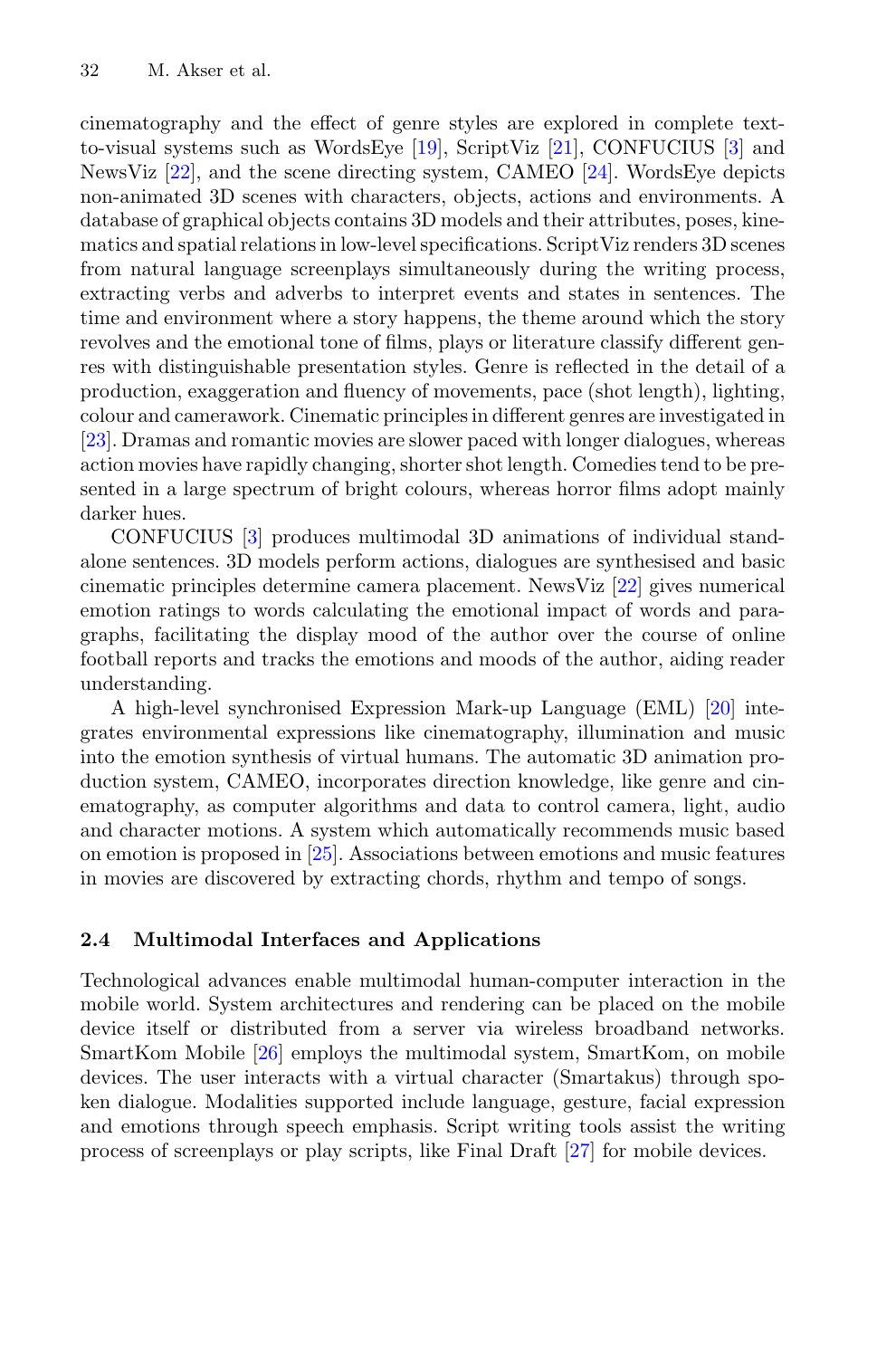cinematography and the effect of genre styles are explored in complete text-to-visual systems such as WordsEye [19], ScriptViz [21], CONFUCIUS [3] and NewsViz [22], and the scene directing system, CAMEO [24]. WordsEye depicts non-animated 3D scenes with characters, objects, actions and environments. A database of graphical objects contains 3D models and their attributes, poses, kinematics and spatial relations in low-level specifications. ScriptViz renders 3D scenes from natural language screenplays simultaneously during the writing process, extracting verbs and adverbs to interpret events and states in sentences. The time and environment where a story happens, the theme around which the story revolves and the emotional tone of films, plays or literature classify different genres with distinguishable presentation styles. Genre is reflected in the detail of a production, exaggeration and fluency of movements, pace (shot length), lighting, colour and camerawork. Cinematic principles in different genres are investigated in [23]. Dramas and romantic movies are slower paced with longer dialogues, whereas action movies have rapidly changing, shorter shot length. Comedies tend to be presented in a large spectrum of bright colours, whereas horror films adopt mainly darker hues.

CONFUCIUS [3] produces multimodal 3D animations of individual stand-alone sentences. 3D models perform actions, dialogues are synthesised and basic cinematic principles determine camera placement. NewsViz [22] gives numerical emotion ratings to words calculating the emotional impact of words and paragraphs, facilitating the display mood of the author over the course of online football reports and tracks the emotions and moods of the author, aiding reader understanding.

A high-level synchronised Expression Mark-up Language (EML) [20] integrates environmental expressions like cinematography, illumination and music into the emotion synthesis of virtual humans. The automatic 3D animation production system, CAMEO, incorporates direction knowledge, like genre and cinematography, as computer algorithms and data to control camera, light, audio and character motions. A system which automatically recommends music based on emotion is proposed in [25]. Associations between emotions and music features in movies are discovered by extracting chords, rhythm and tempo of songs.

### 2.4 Multimodal Interfaces and Applications

Technological advances enable multimodal human-computer interaction in the mobile world. System architectures and rendering can be placed on the mobile device itself or distributed from a server via wireless broadband networks. SmartKom Mobile [26] employs the multimodal system, SmartKom, on mobile devices. The user interacts with a virtual character (Smartakus) through spoken dialogue. Modalities supported include language, gesture, facial expression and emotions through speech emphasis. Script writing tools assist the writing process of screenplays or play scripts, like Final Draft [27] for mobile devices.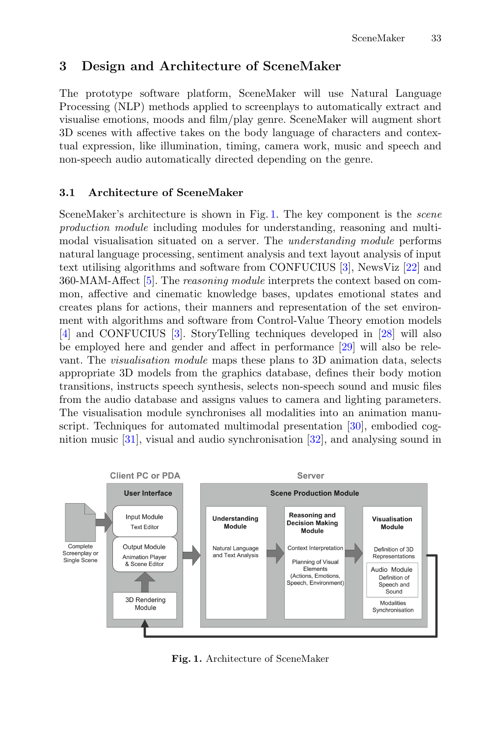## 3 Design and Architecture of SceneMaker

The prototype software platform, SceneMaker will use Natural Language Processing (NLP) methods applied to screenplays to automatically extract and visualise emotions, moods and film/play genre. SceneMaker will augment short 3D scenes with affective takes on the body language of characters and contextual expression, like illumination, timing, camera work, music and speech and non-speech audio automatically directed depending on the genre.

### 3.1 Architecture of SceneMaker

SceneMaker's architecture is shown in Fig. 1. The key component is the *scene production module* including modules for understanding, reasoning and multimodal visualisation situated on a server. The *understanding module* performs natural language processing, sentiment analysis and text layout analysis of input text utilising algorithms and software from CONFUCIUS [3], NewsViz [22] and 360-MAM-Affect [5]. The *reasoning module* interprets the context based on common, affective and cinematic knowledge bases, updates emotional states and creates plans for actions, their manners and representation of the set environment with algorithms and software from Control-Value Theory emotion models [4] and CONFUCIUS [3]. StoryTelling techniques developed in [28] will also be employed here and gender and affect in performance [29] will also be relevant. The *visualisation module* maps these plans to 3D animation data, selects appropriate 3D models from the graphics database, defines their body motion transitions, instructs speech synthesis, selects non-speech sound and music files from the audio database and assigns values to camera and lighting parameters. The visualisation module synchronises all modalities into an animation manuscript. Techniques for automated multimodal presentation [30], embodied cognition music [31], visual and audio synchronisation [32], and analysing sound in

**Fig. 1.** Architecture of SceneMaker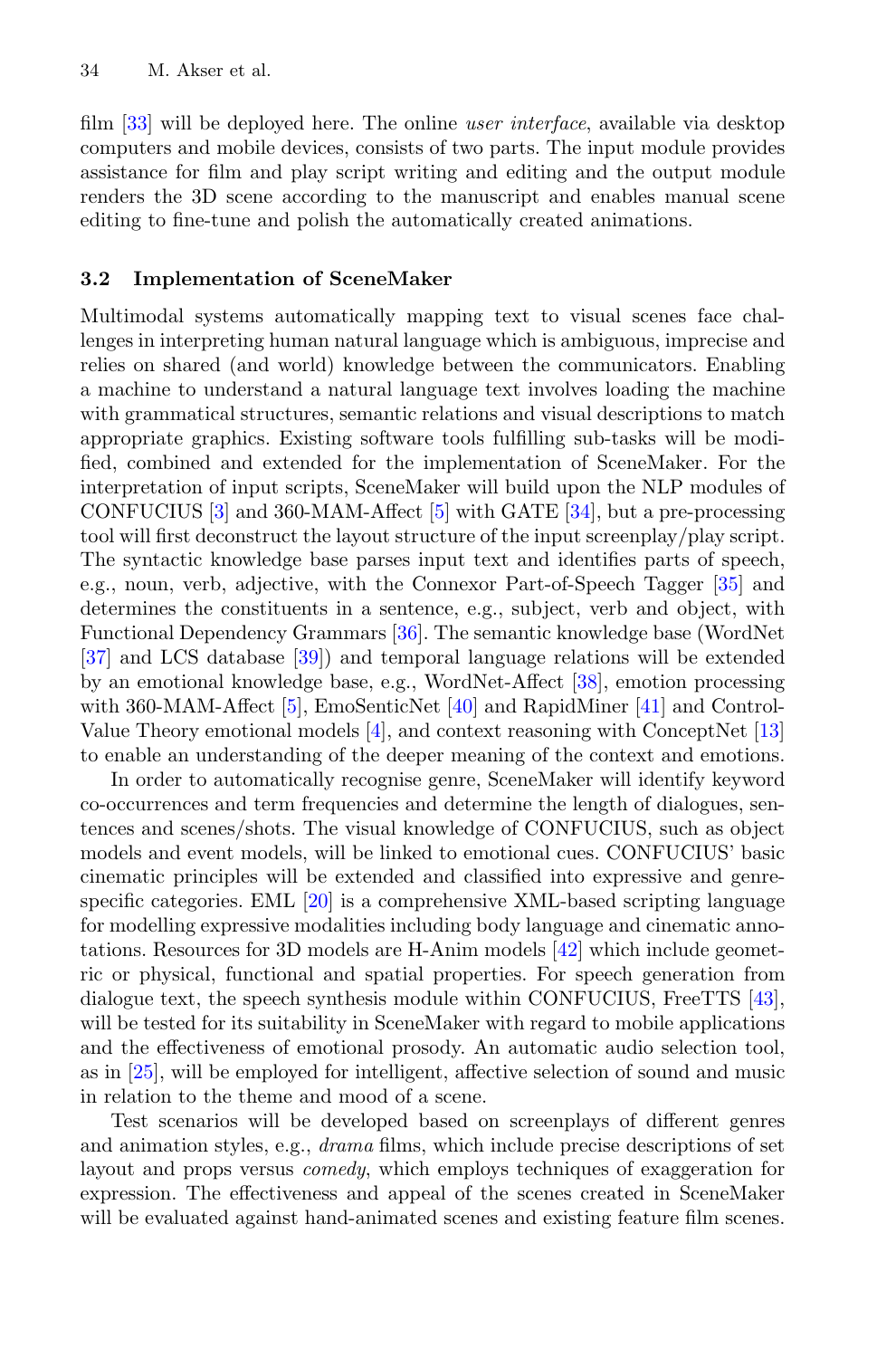film [33] will be deployed here. The online *user interface*, available via desktop computers and mobile devices, consists of two parts. The input module provides assistance for film and play script writing and editing and the output module renders the 3D scene according to the manuscript and enables manual scene editing to fine-tune and polish the automatically created animations.

### 3.2 Implementation of SceneMaker

Multimodal systems automatically mapping text to visual scenes face challenges in interpreting human natural language which is ambiguous, imprecise and relies on shared (and world) knowledge between the communicators. Enabling a machine to understand a natural language text involves loading the machine with grammatical structures, semantic relations and visual descriptions to match appropriate graphics. Existing software tools fulfilling sub-tasks will be modified, combined and extended for the implementation of SceneMaker. For the interpretation of input scripts, SceneMaker will build upon the NLP modules of CONFUCIUS [3] and 360-MAM-Affect [5] with GATE [34], but a pre-processing tool will first deconstruct the layout structure of the input screenplay/play script. The syntactic knowledge base parses input text and identifies parts of speech, e.g., noun, verb, adjective, with the Connexor Part-of-Speech Tagger [35] and determines the constituents in a sentence, e.g., subject, verb and object, with Functional Dependency Grammars [36]. The semantic knowledge base (WordNet [37] and LCS database [39]) and temporal language relations will be extended by an emotional knowledge base, e.g., WordNet-Affect [38], emotion processing with 360-MAM-Affect [5], EmoSenticNet [40] and RapidMiner [41] and Control-Value Theory emotional models [4], and context reasoning with ConceptNet [13] to enable an understanding of the deeper meaning of the context and emotions.

In order to automatically recognise genre, SceneMaker will identify keyword co-occurrences and term frequencies and determine the length of dialogues, sentences and scenes/shots. The visual knowledge of CONFUCIUS, such as object models and event models, will be linked to emotional cues. CONFUCIUS' basic cinematic principles will be extended and classified into expressive and genre-specific categories. EML [20] is a comprehensive XML-based scripting language for modelling expressive modalities including body language and cinematic annotations. Resources for 3D models are H-Anim models [42] which include geometric or physical, functional and spatial properties. For speech generation from dialogue text, the speech synthesis module within CONFUCIUS, FreeTTS [43], will be tested for its suitability in SceneMaker with regard to mobile applications and the effectiveness of emotional prosody. An automatic audio selection tool, as in [25], will be employed for intelligent, affective selection of sound and music in relation to the theme and mood of a scene.

Test scenarios will be developed based on screenplays of different genres and animation styles, e.g., *drama* films, which include precise descriptions of set layout and props versus *comedy*, which employs techniques of exaggeration for expression. The effectiveness and appeal of the scenes created in SceneMaker will be evaluated against hand-animated scenes and existing feature film scenes.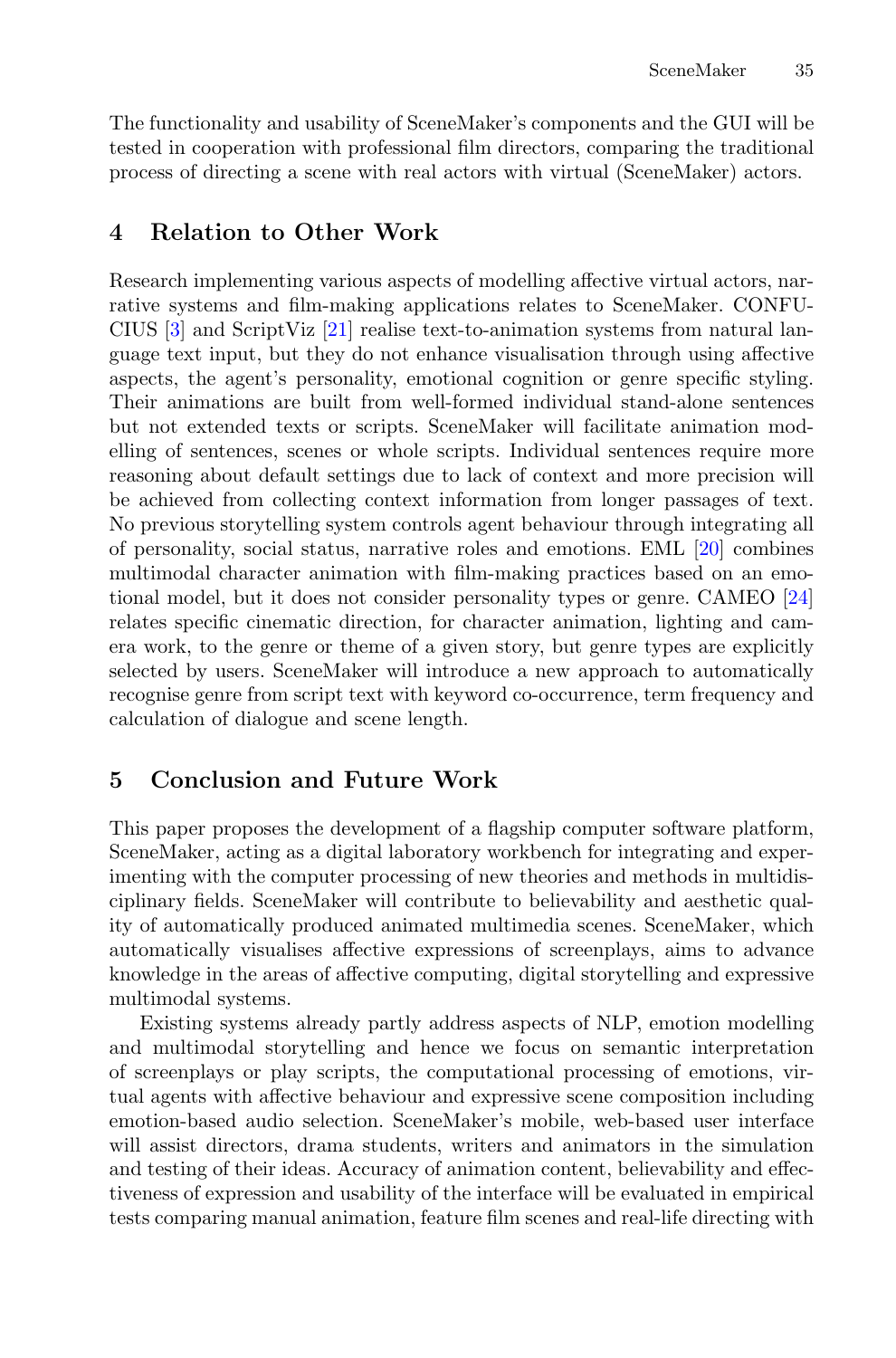The functionality and usability of SceneMaker's components and the GUI will be tested in cooperation with professional film directors, comparing the traditional process of directing a scene with real actors with virtual (SceneMaker) actors.

## 4 Relation to Other Work

Research implementing various aspects of modelling affective virtual actors, narrative systems and film-making applications relates to SceneMaker. CONFUCIUS [3] and ScriptViz [21] realise text-to-animation systems from natural language text input, but they do not enhance visualisation through using affective aspects, the agent's personality, emotional cognition or genre specific styling. Their animations are built from well-formed individual stand-alone sentences but not extended texts or scripts. SceneMaker will facilitate animation modelling of sentences, scenes or whole scripts. Individual sentences require more reasoning about default settings due to lack of context and more precision will be achieved from collecting context information from longer passages of text. No previous storytelling system controls agent behaviour through integrating all of personality, social status, narrative roles and emotions. EML [20] combines multimodal character animation with film-making practices based on an emotional model, but it does not consider personality types or genre. CAMEO [24] relates specific cinematic direction, for character animation, lighting and camera work, to the genre or theme of a given story, but genre types are explicitly selected by users. SceneMaker will introduce a new approach to automatically recognise genre from script text with keyword co-occurrence, term frequency and calculation of dialogue and scene length.

## 5 Conclusion and Future Work

This paper proposes the development of a flagship computer software platform, SceneMaker, acting as a digital laboratory workbench for integrating and experimenting with the computer processing of new theories and methods in multidisciplinary fields. SceneMaker will contribute to believability and aesthetic quality of automatically produced animated multimedia scenes. SceneMaker, which automatically visualises affective expressions of screenplays, aims to advance knowledge in the areas of affective computing, digital storytelling and expressive multimodal systems.

Existing systems already partly address aspects of NLP, emotion modelling and multimodal storytelling and hence we focus on semantic interpretation of screenplays or play scripts, the computational processing of emotions, virtual agents with affective behaviour and expressive scene composition including emotion-based audio selection. SceneMaker's mobile, web-based user interface will assist directors, drama students, writers and animators in the simulation and testing of their ideas. Accuracy of animation content, believability and effectiveness of expression and usability of the interface will be evaluated in empirical tests comparing manual animation, feature film scenes and real-life directing with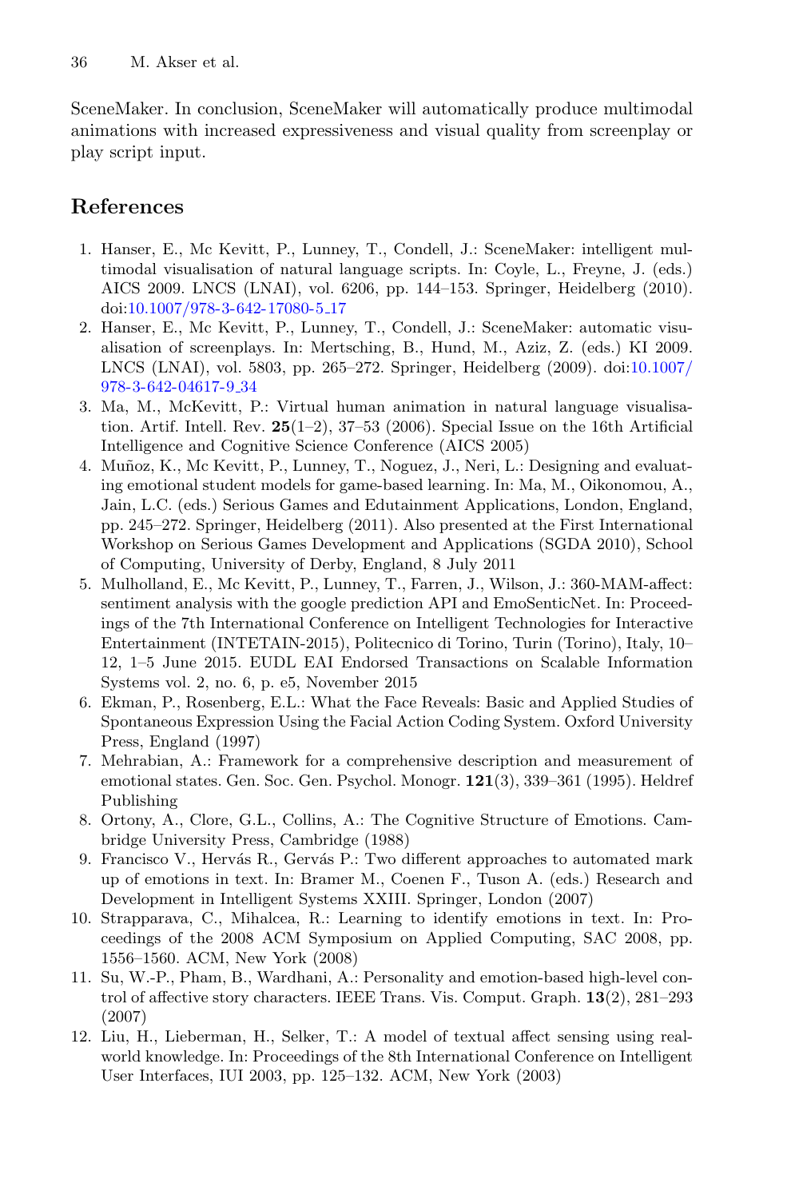SceneMaker. In conclusion, SceneMaker will automatically produce multimodal animations with increased expressiveness and visual quality from screenplay or play script input.

## References

1. Hanser, E., Mc Kevitt, P., Lunney, T., Condell, J.: SceneMaker: intelligent multimodal visualisation of natural language scripts. In: Coyle, L., Freyne, J. (eds.) AICS 2009. LNCS (LNAI), vol. 6206, pp. 144–153. Springer, Heidelberg (2010). doi:10.1007/978-3-642-17080-5_17
2. Hanser, E., Mc Kevitt, P., Lunney, T., Condell, J.: SceneMaker: automatic visualisation of screenplays. In: Mertsching, B., Hund, M., Aziz, Z. (eds.) KI 2009. LNCS (LNAI), vol. 5803, pp. 265–272. Springer, Heidelberg (2009). doi:10.1007/978-3-642-04617-9_34
3. Ma, M., McKevitt, P.: Virtual human animation in natural language visualisation. Artif. Intell. Rev. **25**(1–2), 37–53 (2006). Special Issue on the 16th Artificial Intelligence and Cognitive Science Conference (AICS 2005)
4. Muñoz, K., Mc Kevitt, P., Lunney, T., Noguez, J., Neri, L.: Designing and evaluating emotional student models for game-based learning. In: Ma, M., Oikonomou, A., Jain, L.C. (eds.) Serious Games and Edutainment Applications, London, England, pp. 245–272. Springer, Heidelberg (2011). Also presented at the First International Workshop on Serious Games Development and Applications (SGDA 2010), School of Computing, University of Derby, England, 8 July 2011
5. Mulholland, E., Mc Kevitt, P., Lunney, T., Farren, J., Wilson, J.: 360-MAM-affect: sentiment analysis with the google prediction API and EmoSenticNet. In: Proceedings of the 7th International Conference on Intelligent Technologies for Interactive Entertainment (INTETAIN-2015), Politecnico di Torino, Turin (Torino), Italy, 10–12, 1–5 June 2015. EUDL EAI Endorsed Transactions on Scalable Information Systems vol. 2, no. 6, p. e5, November 2015
6. Ekman, P., Rosenberg, E.L.: What the Face Reveals: Basic and Applied Studies of Spontaneous Expression Using the Facial Action Coding System. Oxford University Press, England (1997)
7. Mehrabian, A.: Framework for a comprehensive description and measurement of emotional states. Gen. Soc. Gen. Psychol. Monogr. **121**(3), 339–361 (1995). Heldref Publishing
8. Ortony, A., Clore, G.L., Collins, A.: The Cognitive Structure of Emotions. Cambridge University Press, Cambridge (1988)
9. Francisco V., Hervás R., Gervás P.: Two different approaches to automated mark up of emotions in text. In: Bramer M., Coenen F., Tuson A. (eds.) Research and Development in Intelligent Systems XXIII. Springer, London (2007)
10. Strapparava, C., Mihalcea, R.: Learning to identify emotions in text. In: Proceedings of the 2008 ACM Symposium on Applied Computing, SAC 2008, pp. 1556–1560. ACM, New York (2008)
11. Su, W.-P., Pham, B., Wardhani, A.: Personality and emotion-based high-level control of affective story characters. IEEE Trans. Vis. Comput. Graph. **13**(2), 281–293 (2007)
12. Liu, H., Lieberman, H., Selker, T.: A model of textual affect sensing using real-world knowledge. In: Proceedings of the 8th International Conference on Intelligent User Interfaces, IUI 2003, pp. 125–132. ACM, New York (2003)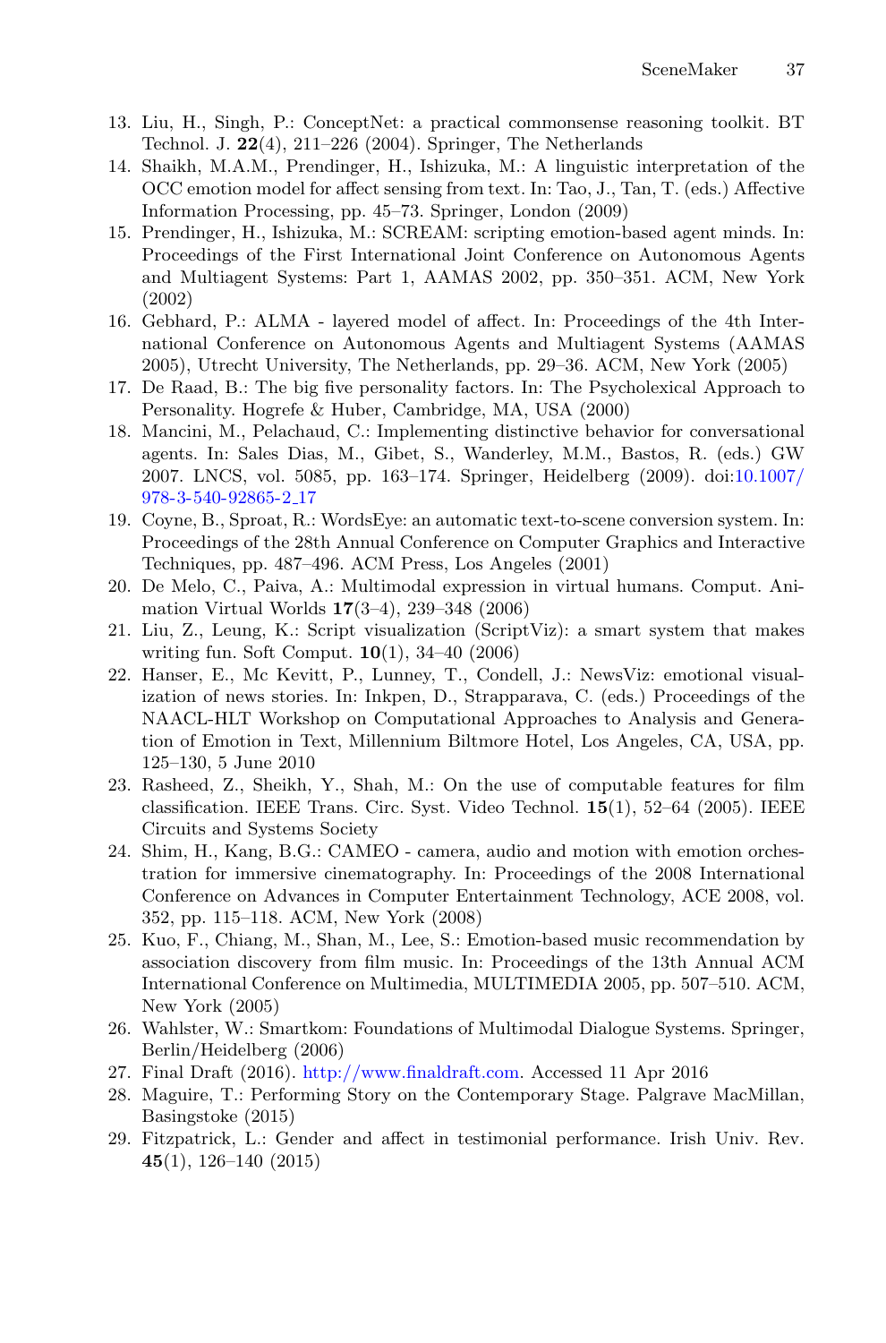13. Liu, H., Singh, P.: ConceptNet: a practical commonsense reasoning toolkit. BT Technol. J. **22**(4), 211–226 (2004). Springer, The Netherlands
14. Shaikh, M.A.M., Prendinger, H., Ishizuka, M.: A linguistic interpretation of the OCC emotion model for affect sensing from text. In: Tao, J., Tan, T. (eds.) Affective Information Processing, pp. 45–73. Springer, London (2009)
15. Prendinger, H., Ishizuka, M.: SCREAM: scripting emotion-based agent minds. In: Proceedings of the First International Joint Conference on Autonomous Agents and Multiagent Systems: Part 1, AAMAS 2002, pp. 350–351. ACM, New York (2002)
16. Gebhard, P.: ALMA - layered model of affect. In: Proceedings of the 4th International Conference on Autonomous Agents and Multiagent Systems (AAMAS 2005), Utrecht University, The Netherlands, pp. 29–36. ACM, New York (2005)
17. De Raad, B.: The big five personality factors. In: The Psycholexical Approach to Personality. Hogrefe & Huber, Cambridge, MA, USA (2000)
18. Mancini, M., Pelachaud, C.: Implementing distinctive behavior for conversational agents. In: Sales Dias, M., Gibet, S., Wanderley, M.M., Bastos, R. (eds.) GW 2007. LNCS, vol. 5085, pp. 163–174. Springer, Heidelberg (2009). doi:10.1007/978-3-540-92865-2_17
19. Coyne, B., Sproat, R.: WordsEye: an automatic text-to-scene conversion system. In: Proceedings of the 28th Annual Conference on Computer Graphics and Interactive Techniques, pp. 487–496. ACM Press, Los Angeles (2001)
20. De Melo, C., Paiva, A.: Multimodal expression in virtual humans. Comput. Animation Virtual Worlds **17**(3–4), 239–348 (2006)
21. Liu, Z., Leung, K.: Script visualization (ScriptViz): a smart system that makes writing fun. Soft Comput. **10**(1), 34–40 (2006)
22. Hanser, E., Mc Kevitt, P., Lunney, T., Condell, J.: NewsViz: emotional visualization of news stories. In: Inkpen, D., Strapparava, C. (eds.) Proceedings of the NAACL-HLT Workshop on Computational Approaches to Analysis and Generation of Emotion in Text, Millennium Biltmore Hotel, Los Angeles, CA, USA, pp. 125–130, 5 June 2010
23. Rasheed, Z., Sheikh, Y., Shah, M.: On the use of computable features for film classification. IEEE Trans. Circ. Syst. Video Technol. **15**(1), 52–64 (2005). IEEE Circuits and Systems Society
24. Shim, H., Kang, B.G.: CAMEO - camera, audio and motion with emotion orchestration for immersive cinematography. In: Proceedings of the 2008 International Conference on Advances in Computer Entertainment Technology, ACE 2008, vol. 352, pp. 115–118. ACM, New York (2008)
25. Kuo, F., Chiang, M., Shan, M., Lee, S.: Emotion-based music recommendation by association discovery from film music. In: Proceedings of the 13th Annual ACM International Conference on Multimedia, MULTIMEDIA 2005, pp. 507–510. ACM, New York (2005)
26. Wahlster, W.: Smartkom: Foundations of Multimodal Dialogue Systems. Springer, Berlin/Heidelberg (2006)
27. Final Draft (2016). http://www.finaldraft.com. Accessed 11 Apr 2016
28. Maguire, T.: Performing Story on the Contemporary Stage. Palgrave MacMillan, Basingstoke (2015)
29. Fitzpatrick, L.: Gender and affect in testimonial performance. Irish Univ. Rev. **45**(1), 126–140 (2015)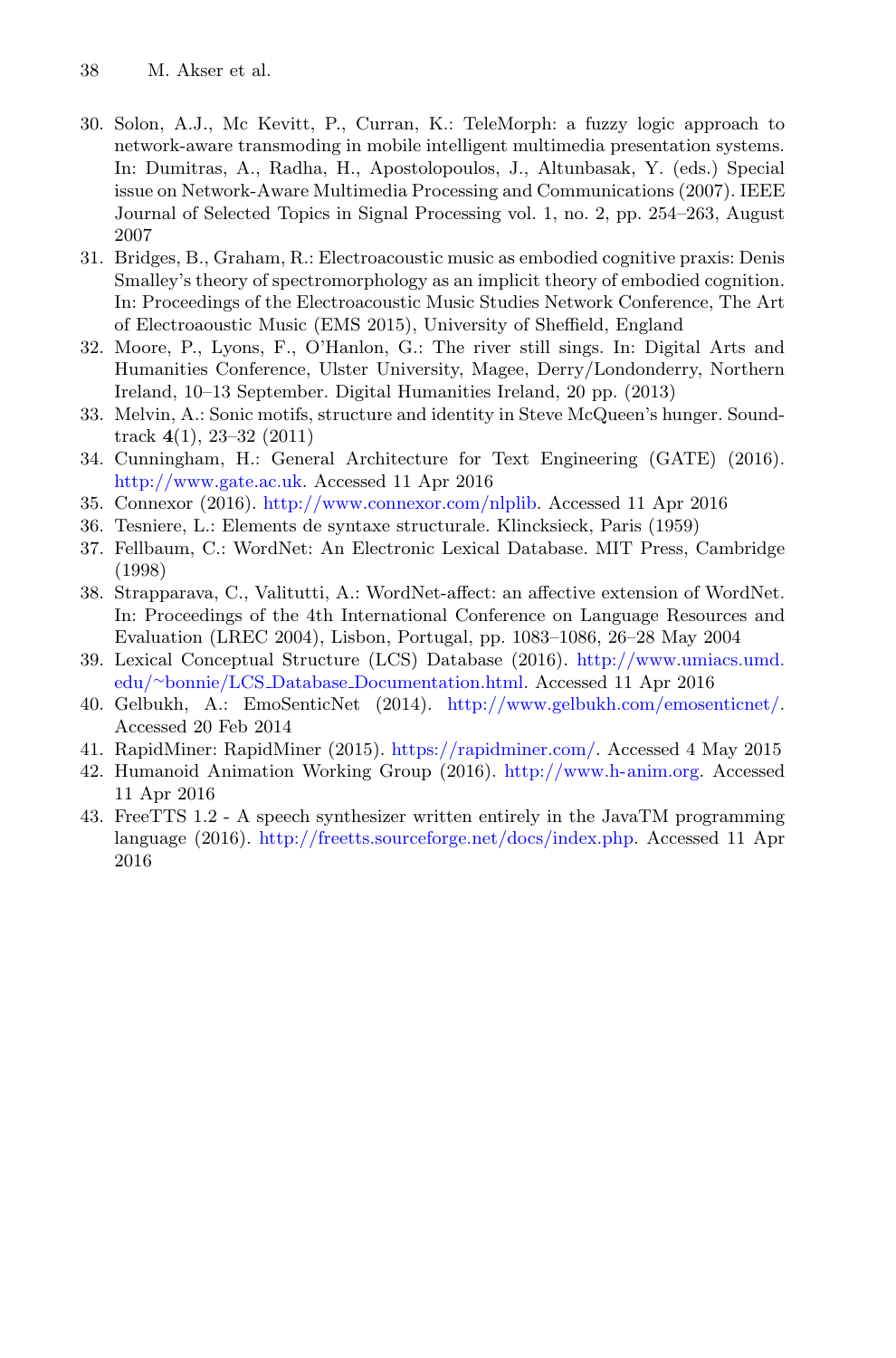30. Solon, A.J., Mc Kevitt, P., Curran, K.: TeleMorph: a fuzzy logic approach to network-aware transmoding in mobile intelligent multimedia presentation systems. In: Dumitras, A., Radha, H., Apostolopoulos, J., Altunbasak, Y. (eds.) Special issue on Network-Aware Multimedia Processing and Communications (2007). IEEE Journal of Selected Topics in Signal Processing vol. 1, no. 2, pp. 254–263, August 2007
31. Bridges, B., Graham, R.: Electroacoustic music as embodied cognitive praxis: Denis Smalley's theory of spectromorphology as an implicit theory of embodied cognition. In: Proceedings of the Electroacoustic Music Studies Network Conference, The Art of Electroaoustic Music (EMS 2015), University of Sheffield, England
32. Moore, P., Lyons, F., O'Hanlon, G.: The river still sings. In: Digital Arts and Humanities Conference, Ulster University, Magee, Derry/Londonderry, Northern Ireland, 10–13 September. Digital Humanities Ireland, 20 pp. (2013)
33. Melvin, A.: Sonic motifs, structure and identity in Steve McQueen's hunger. Soundtrack **4**(1), 23–32 (2011)
34. Cunningham, H.: General Architecture for Text Engineering (GATE) (2016). http://www.gate.ac.uk. Accessed 11 Apr 2016
35. Connexor (2016). http://www.connexor.com/nlplib. Accessed 11 Apr 2016
36. Tesniere, L.: Elements de syntaxe structurale. Klincksieck, Paris (1959)
37. Fellbaum, C.: WordNet: An Electronic Lexical Database. MIT Press, Cambridge (1998)
38. Strapparava, C., Valitutti, A.: WordNet-affect: an affective extension of WordNet. In: Proceedings of the 4th International Conference on Language Resources and Evaluation (LREC 2004), Lisbon, Portugal, pp. 1083–1086, 26–28 May 2004
39. Lexical Conceptual Structure (LCS) Database (2016). http://www.umiacs.umd.edu/~bonnie/LCS_Database_Documentation.html. Accessed 11 Apr 2016
40. Gelbukh, A.: EmoSenticNet (2014). http://www.gelbukh.com/emosenticnet/. Accessed 20 Feb 2014
41. RapidMiner: RapidMiner (2015). https://rapidminer.com/. Accessed 4 May 2015
42. Humanoid Animation Working Group (2016). http://www.h-anim.org. Accessed 11 Apr 2016
43. FreeTTS 1.2 - A speech synthesizer written entirely in the JavaTM programming language (2016). http://freetts.sourceforge.net/docs/index.php. Accessed 11 Apr 2016